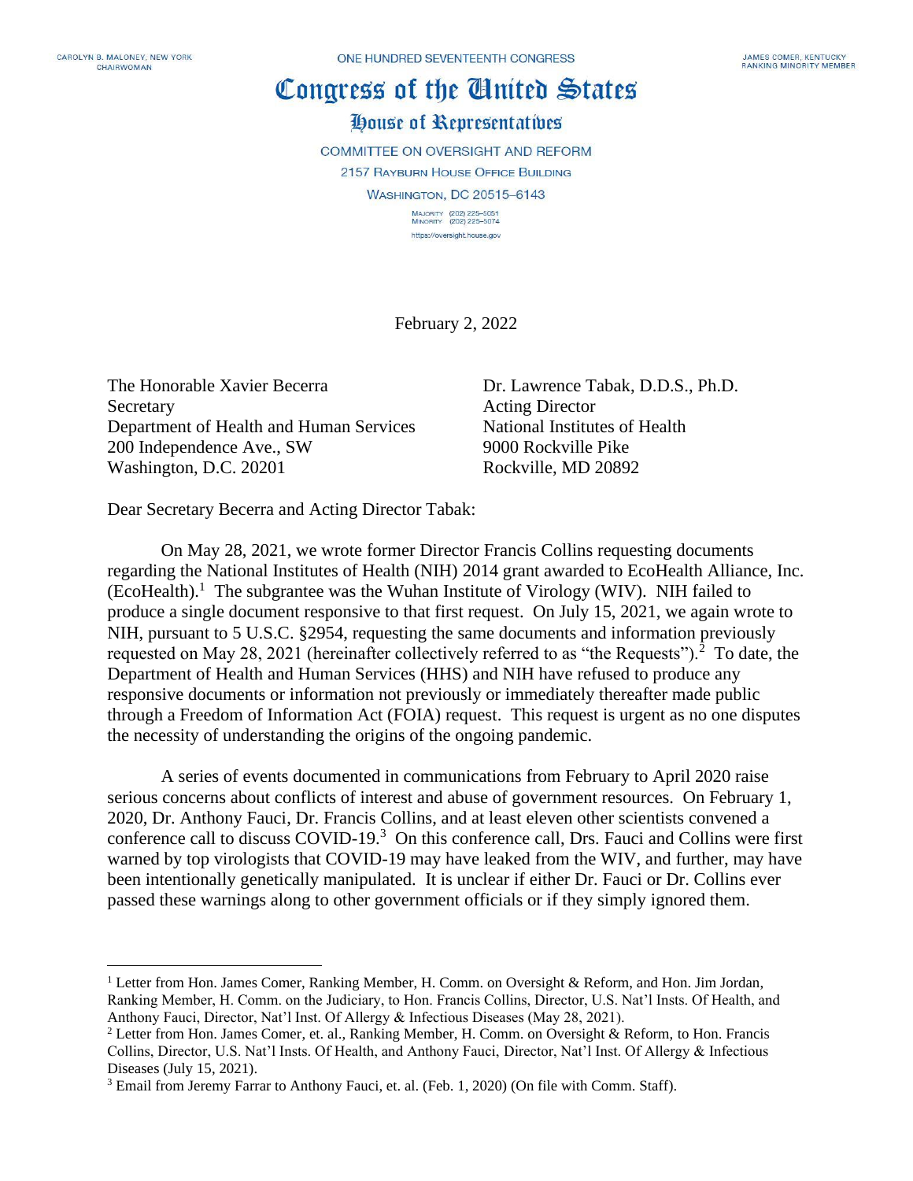CAROLYN B. MALONEY, NEW YORK
CHAIRWOMAN

ONE HUNDRED SEVENTEENTH CONGRESS

JAMES COMER, KENTUCKY
RANKING MINORITY MEMBER

# Congress of the United States

## House of Representatives

COMMITTEE ON OVERSIGHT AND REFORM
2157 RAYBURN HOUSE OFFICE BUILDING
WASHINGTON, DC 20515–6143

MAJORITY (202) 225–5051
MINORITY (202) 225–5074
https://oversight.house.gov

February 2, 2022

The Honorable Xavier Becerra
Secretary
Department of Health and Human Services
200 Independence Ave., SW
Washington, D.C. 20201

Dr. Lawrence Tabak, D.D.S., Ph.D.
Acting Director
National Institutes of Health
9000 Rockville Pike
Rockville, MD 20892

Dear Secretary Becerra and Acting Director Tabak:

On May 28, 2021, we wrote former Director Francis Collins requesting documents regarding the National Institutes of Health (NIH) 2014 grant awarded to EcoHealth Alliance, Inc. (EcoHealth).[1] The subgrantee was the Wuhan Institute of Virology (WIV). NIH failed to produce a single document responsive to that first request. On July 15, 2021, we again wrote to NIH, pursuant to 5 U.S.C. §2954, requesting the same documents and information previously requested on May 28, 2021 (hereinafter collectively referred to as "the Requests").[2] To date, the Department of Health and Human Services (HHS) and NIH have refused to produce any responsive documents or information not previously or immediately thereafter made public through a Freedom of Information Act (FOIA) request. This request is urgent as no one disputes the necessity of understanding the origins of the ongoing pandemic.

A series of events documented in communications from February to April 2020 raise serious concerns about conflicts of interest and abuse of government resources. On February 1, 2020, Dr. Anthony Fauci, Dr. Francis Collins, and at least eleven other scientists convened a conference call to discuss COVID-19.[3] On this conference call, Drs. Fauci and Collins were first warned by top virologists that COVID-19 may have leaked from the WIV, and further, may have been intentionally genetically manipulated. It is unclear if either Dr. Fauci or Dr. Collins ever passed these warnings along to other government officials or if they simply ignored them.

---

[1] Letter from Hon. James Comer, Ranking Member, H. Comm. on Oversight & Reform, and Hon. Jim Jordan, Ranking Member, H. Comm. on the Judiciary, to Hon. Francis Collins, Director, U.S. Nat'l Insts. Of Health, and Anthony Fauci, Director, Nat'l Inst. Of Allergy & Infectious Diseases (May 28, 2021).

[2] Letter from Hon. James Comer, et. al., Ranking Member, H. Comm. on Oversight & Reform, to Hon. Francis Collins, Director, U.S. Nat'l Insts. Of Health, and Anthony Fauci, Director, Nat'l Inst. Of Allergy & Infectious Diseases (July 15, 2021).

[3] Email from Jeremy Farrar to Anthony Fauci, et. al. (Feb. 1, 2020) (On file with Comm. Staff).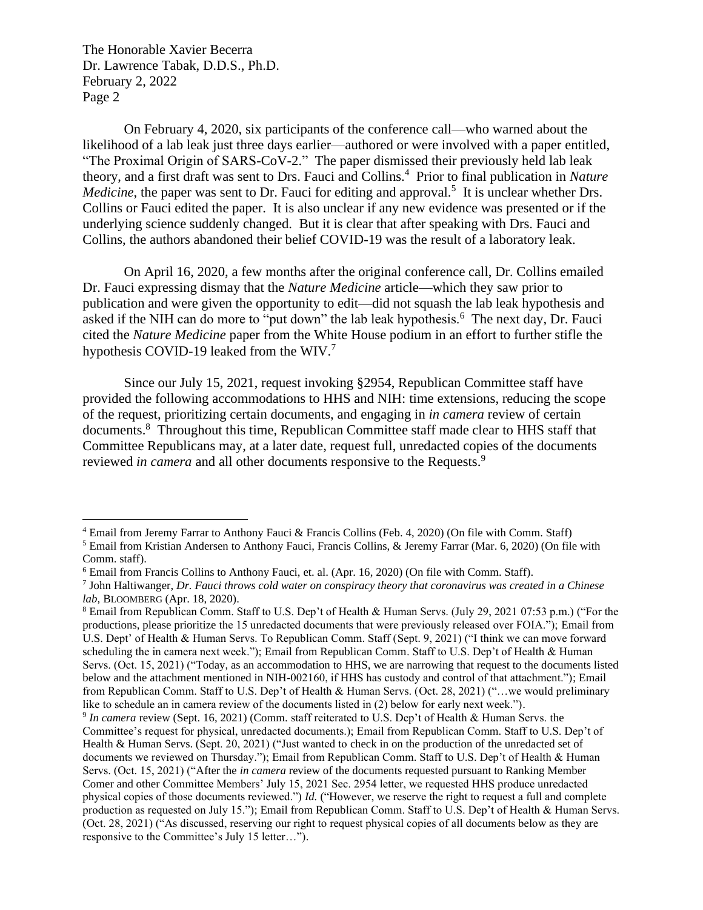On February 4, 2020, six participants of the conference call—who warned about the likelihood of a lab leak just three days earlier—authored or were involved with a paper entitled, "The Proximal Origin of SARS-CoV-2." The paper dismissed their previously held lab leak theory, and a first draft was sent to Drs. Fauci and Collins.[4] Prior to final publication in *Nature Medicine*, the paper was sent to Dr. Fauci for editing and approval.[5] It is unclear whether Drs. Collins or Fauci edited the paper. It is also unclear if any new evidence was presented or if the underlying science suddenly changed. But it is clear that after speaking with Drs. Fauci and Collins, the authors abandoned their belief COVID-19 was the result of a laboratory leak.

On April 16, 2020, a few months after the original conference call, Dr. Collins emailed Dr. Fauci expressing dismay that the *Nature Medicine* article—which they saw prior to publication and were given the opportunity to edit—did not squash the lab leak hypothesis and asked if the NIH can do more to "put down" the lab leak hypothesis.[6] The next day, Dr. Fauci cited the *Nature Medicine* paper from the White House podium in an effort to further stifle the hypothesis COVID-19 leaked from the WIV.[7]

Since our July 15, 2021, request invoking §2954, Republican Committee staff have provided the following accommodations to HHS and NIH: time extensions, reducing the scope of the request, prioritizing certain documents, and engaging in *in camera* review of certain documents.[8] Throughout this time, Republican Committee staff made clear to HHS staff that Committee Republicans may, at a later date, request full, unredacted copies of the documents reviewed *in camera* and all other documents responsive to the Requests.[9]

---

[4] Email from Jeremy Farrar to Anthony Fauci & Francis Collins (Feb. 4, 2020) (On file with Comm. Staff)

[5] Email from Kristian Andersen to Anthony Fauci, Francis Collins, & Jeremy Farrar (Mar. 6, 2020) (On file with Comm. staff).

[6] Email from Francis Collins to Anthony Fauci, et. al. (Apr. 16, 2020) (On file with Comm. Staff).

[7] John Haltiwanger, *Dr. Fauci throws cold water on conspiracy theory that coronavirus was created in a Chinese lab,* BLOOMBERG (Apr. 18, 2020).

[8] Email from Republican Comm. Staff to U.S. Dep't of Health & Human Servs. (July 29, 2021 07:53 p.m.) ("For the productions, please prioritize the 15 unredacted documents that were previously released over FOIA."); Email from U.S. Dept' of Health & Human Servs. To Republican Comm. Staff (Sept. 9, 2021) ("I think we can move forward scheduling the in camera next week."); Email from Republican Comm. Staff to U.S. Dep't of Health & Human Servs. (Oct. 15, 2021) ("Today, as an accommodation to HHS, we are narrowing that request to the documents listed below and the attachment mentioned in NIH-002160, if HHS has custody and control of that attachment."); Email from Republican Comm. Staff to U.S. Dep't of Health & Human Servs. (Oct. 28, 2021) ("…we would preliminary like to schedule an in camera review of the documents listed in (2) below for early next week.").

[9] *In camera* review (Sept. 16, 2021) (Comm. staff reiterated to U.S. Dep't of Health & Human Servs. the Committee's request for physical, unredacted documents.); Email from Republican Comm. Staff to U.S. Dep't of Health & Human Servs. (Sept. 20, 2021) ("Just wanted to check in on the production of the unredacted set of documents we reviewed on Thursday."); Email from Republican Comm. Staff to U.S. Dep't of Health & Human Servs. (Oct. 15, 2021) ("After the *in camera* review of the documents requested pursuant to Ranking Member Comer and other Committee Members' July 15, 2021 Sec. 2954 letter, we requested HHS produce unredacted physical copies of those documents reviewed.") *Id.* ("However, we reserve the right to request a full and complete production as requested on July 15."); Email from Republican Comm. Staff to U.S. Dep't of Health & Human Servs. (Oct. 28, 2021) ("As discussed, reserving our right to request physical copies of all documents below as they are responsive to the Committee's July 15 letter…").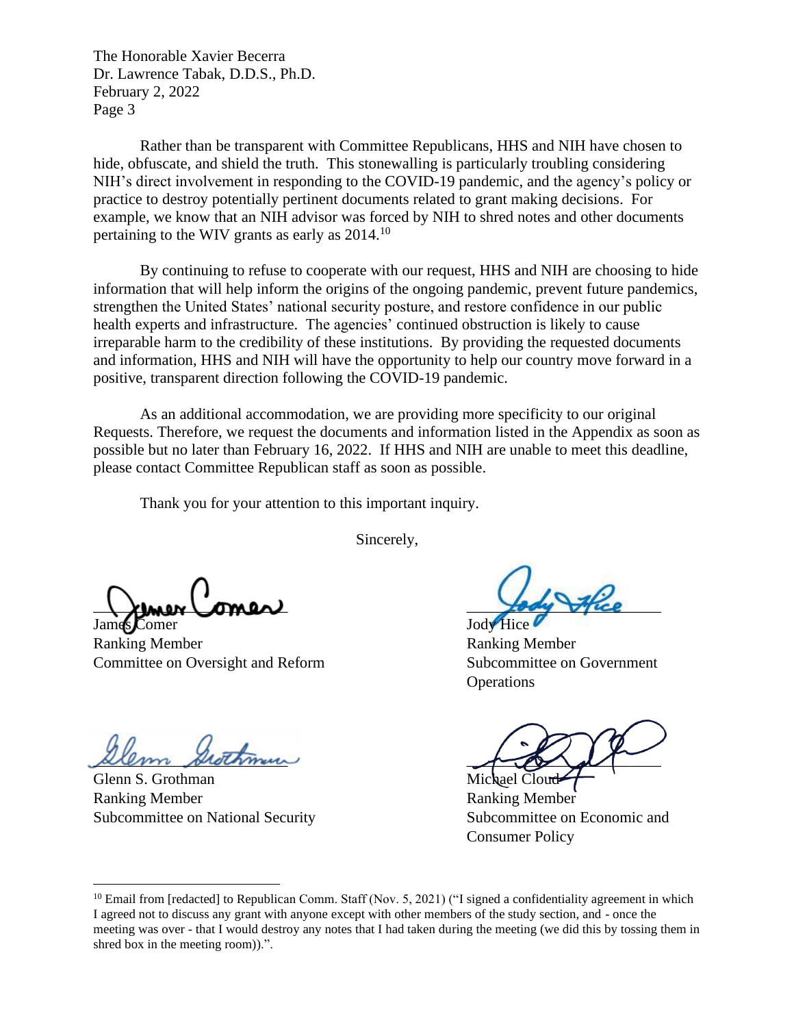The Honorable Xavier Becerra
Dr. Lawrence Tabak, D.D.S., Ph.D.
February 2, 2022
Page 3

Rather than be transparent with Committee Republicans, HHS and NIH have chosen to hide, obfuscate, and shield the truth. This stonewalling is particularly troubling considering NIH's direct involvement in responding to the COVID-19 pandemic, and the agency's policy or practice to destroy potentially pertinent documents related to grant making decisions. For example, we know that an NIH advisor was forced by NIH to shred notes and other documents pertaining to the WIV grants as early as 2014.[10]

By continuing to refuse to cooperate with our request, HHS and NIH are choosing to hide information that will help inform the origins of the ongoing pandemic, prevent future pandemics, strengthen the United States' national security posture, and restore confidence in our public health experts and infrastructure. The agencies' continued obstruction is likely to cause irreparable harm to the credibility of these institutions. By providing the requested documents and information, HHS and NIH will have the opportunity to help our country move forward in a positive, transparent direction following the COVID-19 pandemic.

As an additional accommodation, we are providing more specificity to our original Requests. Therefore, we request the documents and information listed in the Appendix as soon as possible but no later than February 16, 2022. If HHS and NIH are unable to meet this deadline, please contact Committee Republican staff as soon as possible.

Thank you for your attention to this important inquiry.

Sincerely,

James Comer
Ranking Member
Committee on Oversight and Reform

Jody Hice
Ranking Member
Subcommittee on Government Operations

Glenn S. Grothman
Ranking Member
Subcommittee on National Security

Michael Cloud
Ranking Member
Subcommittee on Economic and Consumer Policy

---

[10] Email from [redacted] to Republican Comm. Staff (Nov. 5, 2021) ("I signed a confidentiality agreement in which I agreed not to discuss any grant with anyone except with other members of the study section, and - once the meeting was over - that I would destroy any notes that I had taken during the meeting (we did this by tossing them in shred box in the meeting room)).".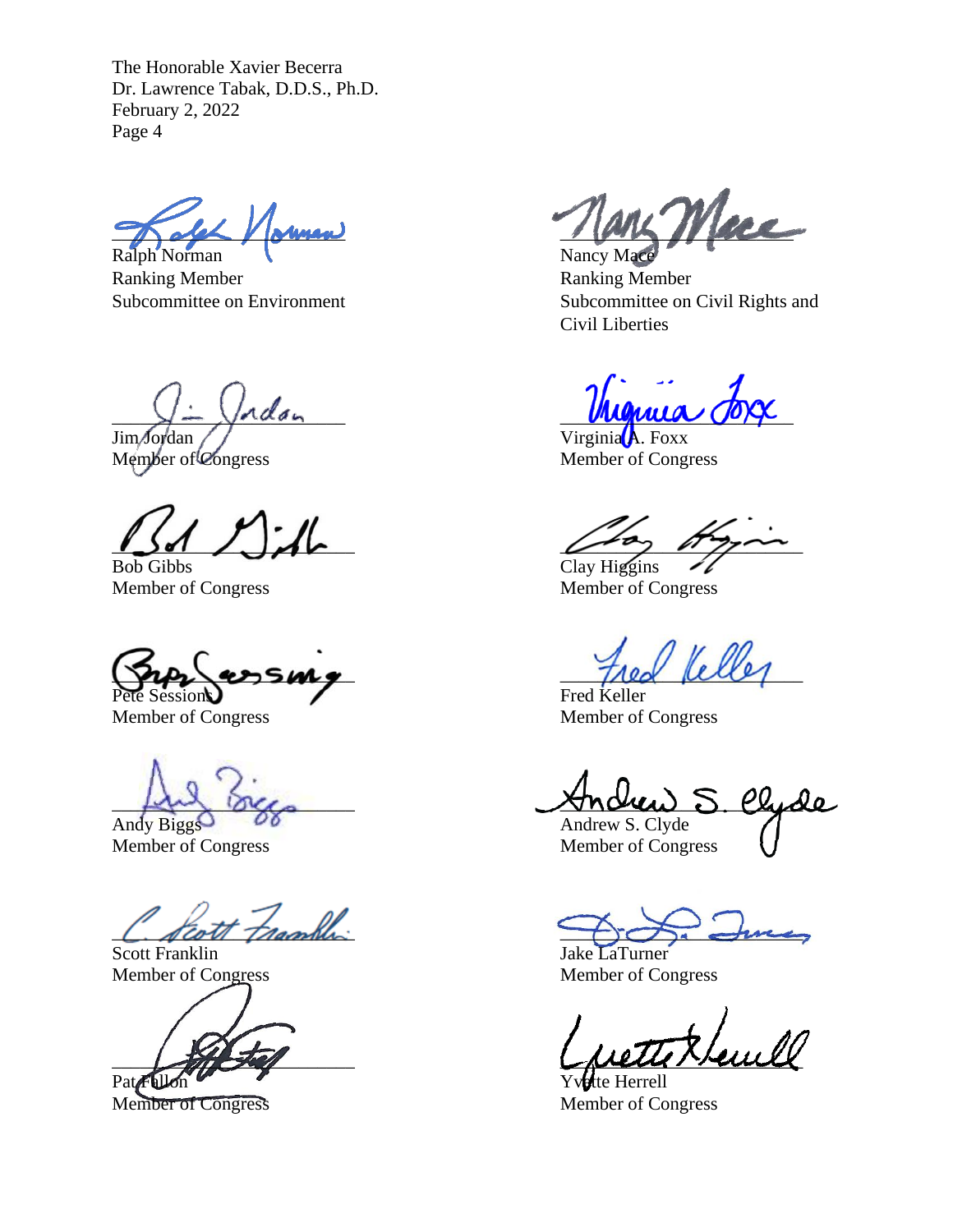The Honorable Xavier Becerra
Dr. Lawrence Tabak, D.D.S., Ph.D.
February 2, 2022

Ralph Norman
Ranking Member
Subcommittee on Environment

Nancy Mace
Ranking Member
Subcommittee on Civil Rights and Civil Liberties

Jim Jordan
Member of Congress

Virginia A. Foxx
Member of Congress

Bob Gibbs
Member of Congress

Clay Higgins
Member of Congress

Pete Sessions
Member of Congress

Fred Keller
Member of Congress

Andy Biggs
Member of Congress

Andrew S. Clyde
Member of Congress

Scott Franklin
Member of Congress

Jake LaTurner
Member of Congress

Pat Fallon
Member of Congress

Yvette Herrell
Member of Congress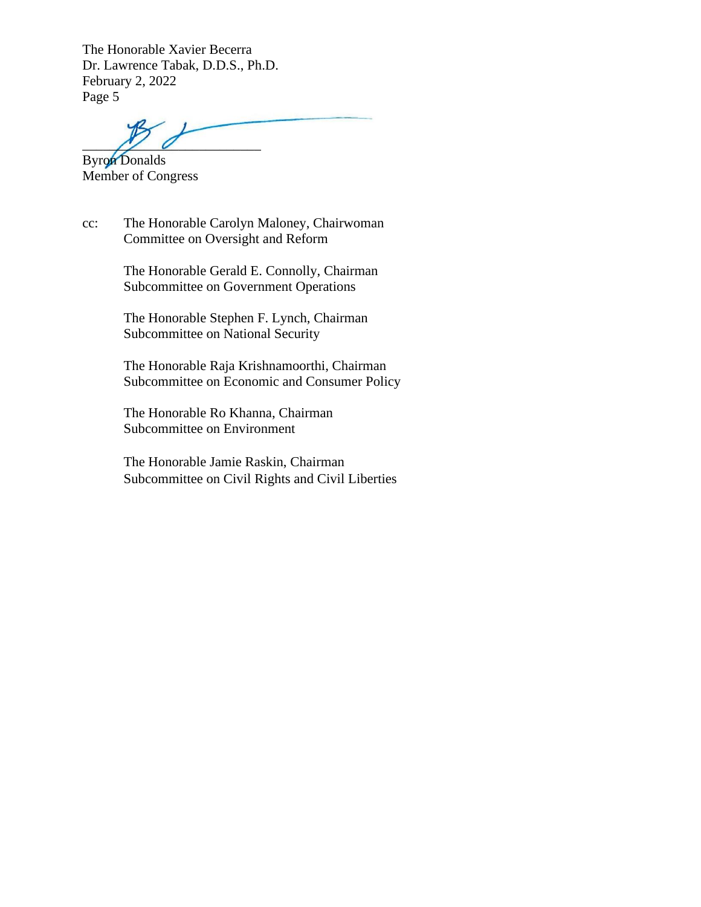\_\_\_\_\_\_\_\_\_\_\_\_\_\_\_\_\_\_\_\_\_\_\_\_\_\_

Byron Donalds
Member of Congress

cc: The Honorable Carolyn Maloney, Chairwoman
Committee on Oversight and Reform

The Honorable Gerald E. Connolly, Chairman
Subcommittee on Government Operations

The Honorable Stephen F. Lynch, Chairman
Subcommittee on National Security

The Honorable Raja Krishnamoorthi, Chairman
Subcommittee on Economic and Consumer Policy

The Honorable Ro Khanna, Chairman
Subcommittee on Environment

The Honorable Jamie Raskin, Chairman
Subcommittee on Civil Rights and Civil Liberties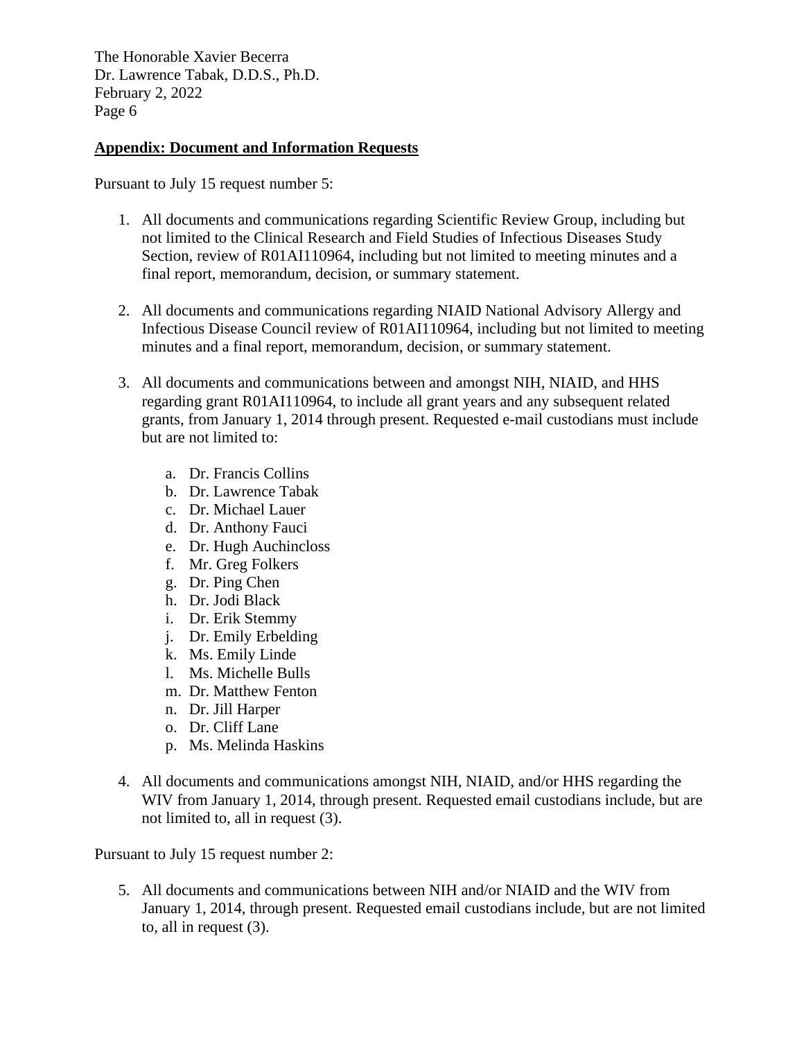**<u>Appendix: Document and Information Requests</u>**

Pursuant to July 15 request number 5:

1. All documents and communications regarding Scientific Review Group, including but not limited to the Clinical Research and Field Studies of Infectious Diseases Study Section, review of R01AI110964, including but not limited to meeting minutes and a final report, memorandum, decision, or summary statement.

2. All documents and communications regarding NIAID National Advisory Allergy and Infectious Disease Council review of R01AI110964, including but not limited to meeting minutes and a final report, memorandum, decision, or summary statement.

3. All documents and communications between and amongst NIH, NIAID, and HHS regarding grant R01AI110964, to include all grant years and any subsequent related grants, from January 1, 2014 through present. Requested e-mail custodians must include but are not limited to:

    a. Dr. Francis Collins
    b. Dr. Lawrence Tabak
    c. Dr. Michael Lauer
    d. Dr. Anthony Fauci
    e. Dr. Hugh Auchincloss
    f. Mr. Greg Folkers
    g. Dr. Ping Chen
    h. Dr. Jodi Black
    i. Dr. Erik Stemmy
    j. Dr. Emily Erbelding
    k. Ms. Emily Linde
    l. Ms. Michelle Bulls
    m. Dr. Matthew Fenton
    n. Dr. Jill Harper
    o. Dr. Cliff Lane
    p. Ms. Melinda Haskins

4. All documents and communications amongst NIH, NIAID, and/or HHS regarding the WIV from January 1, 2014, through present. Requested email custodians include, but are not limited to, all in request (3).

Pursuant to July 15 request number 2:

5. All documents and communications between NIH and/or NIAID and the WIV from January 1, 2014, through present. Requested email custodians include, but are not limited to, all in request (3).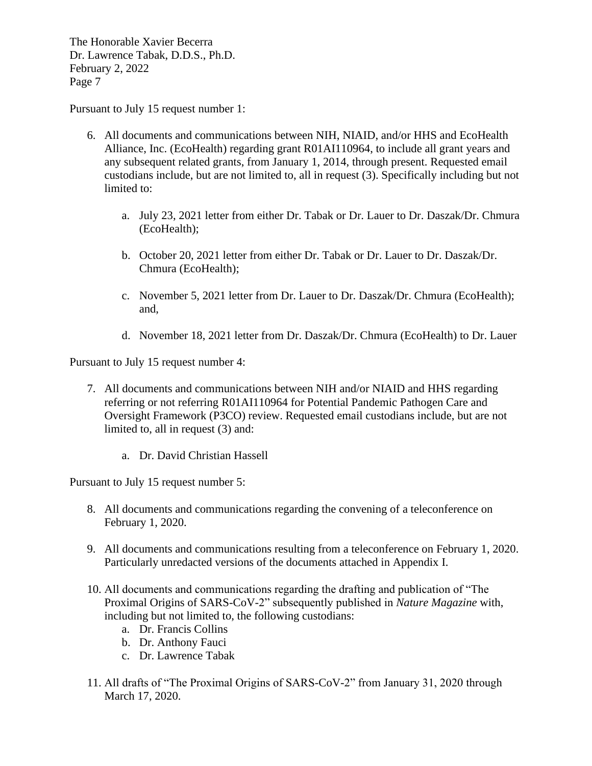Pursuant to July 15 request number 1:

6. All documents and communications between NIH, NIAID, and/or HHS and EcoHealth Alliance, Inc. (EcoHealth) regarding grant R01AI110964, to include all grant years and any subsequent related grants, from January 1, 2014, through present. Requested email custodians include, but are not limited to, all in request (3). Specifically including but not limited to:

   a. July 23, 2021 letter from either Dr. Tabak or Dr. Lauer to Dr. Daszak/Dr. Chmura (EcoHealth);

   b. October 20, 2021 letter from either Dr. Tabak or Dr. Lauer to Dr. Daszak/Dr. Chmura (EcoHealth);

   c. November 5, 2021 letter from Dr. Lauer to Dr. Daszak/Dr. Chmura (EcoHealth); and,

   d. November 18, 2021 letter from Dr. Daszak/Dr. Chmura (EcoHealth) to Dr. Lauer

Pursuant to July 15 request number 4:

7. All documents and communications between NIH and/or NIAID and HHS regarding referring or not referring R01AI110964 for Potential Pandemic Pathogen Care and Oversight Framework (P3CO) review. Requested email custodians include, but are not limited to, all in request (3) and:

   a. Dr. David Christian Hassell

Pursuant to July 15 request number 5:

8. All documents and communications regarding the convening of a teleconference on February 1, 2020.

9. All documents and communications resulting from a teleconference on February 1, 2020. Particularly unredacted versions of the documents attached in Appendix I.

10. All documents and communications regarding the drafting and publication of "The Proximal Origins of SARS-CoV-2" subsequently published in *Nature Magazine* with, including but not limited to, the following custodians:
    a. Dr. Francis Collins
    b. Dr. Anthony Fauci
    c. Dr. Lawrence Tabak

11. All drafts of "The Proximal Origins of SARS-CoV-2" from January 31, 2020 through March 17, 2020.